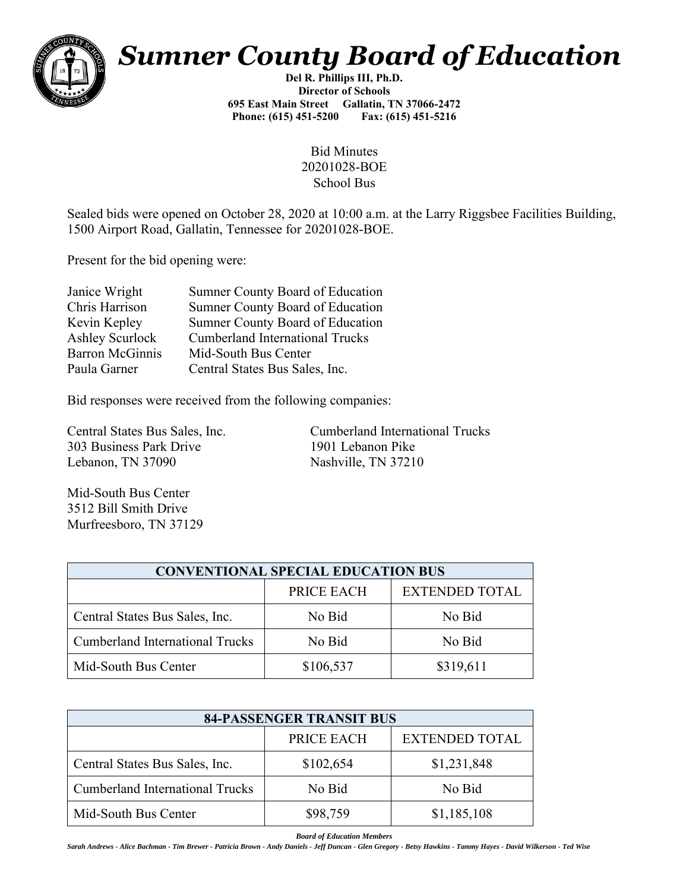# Sumner County Board of Education

**Del R. Phillips III, Ph.D.**
**Director of Schools**
**695 East Main Street Gallatin, TN 37066-2472**
**Phone: (615) 451-5200 Fax: (615) 451-5216**

Bid Minutes
20201028-BOE
School Bus

Sealed bids were opened on October 28, 2020 at 10:00 a.m. at the Larry Riggsbee Facilities Building, 1500 Airport Road, Gallatin, Tennessee for 20201028-BOE.

Present for the bid opening were:

| | |
|---|---|
| Janice Wright | Sumner County Board of Education |
| Chris Harrison | Sumner County Board of Education |
| Kevin Kepley | Sumner County Board of Education |
| Ashley Scurlock | Cumberland International Trucks |
| Barron McGinnis | Mid-South Bus Center |
| Paula Garner | Central States Bus Sales, Inc. |

Bid responses were received from the following companies:

Central States Bus Sales, Inc.
303 Business Park Drive
Lebanon, TN 37090

Cumberland International Trucks
1901 Lebanon Pike
Nashville, TN 37210

Mid-South Bus Center
3512 Bill Smith Drive
Murfreesboro, TN 37129

| CONVENTIONAL SPECIAL EDUCATION BUS | | |
|---|---|---|
| | PRICE EACH | EXTENDED TOTAL |
| Central States Bus Sales, Inc. | No Bid | No Bid |
| Cumberland International Trucks | No Bid | No Bid |
| Mid-South Bus Center | \$106,537 | \$319,611 |

| 84-PASSENGER TRANSIT BUS | | |
|---|---|---|
| | PRICE EACH | EXTENDED TOTAL |
| Central States Bus Sales, Inc. | \$102,654 | \$1,231,848 |
| Cumberland International Trucks | No Bid | No Bid |
| Mid-South Bus Center | \$98,759 | \$1,185,108 |

***Board of Education Members***

*Sarah Andrews - Alice Bachman - Tim Brewer - Patricia Brown - Andy Daniels - Jeff Duncan - Glen Gregory - Betsy Hawkins - Tammy Hayes - David Wilkerson - Ted Wise*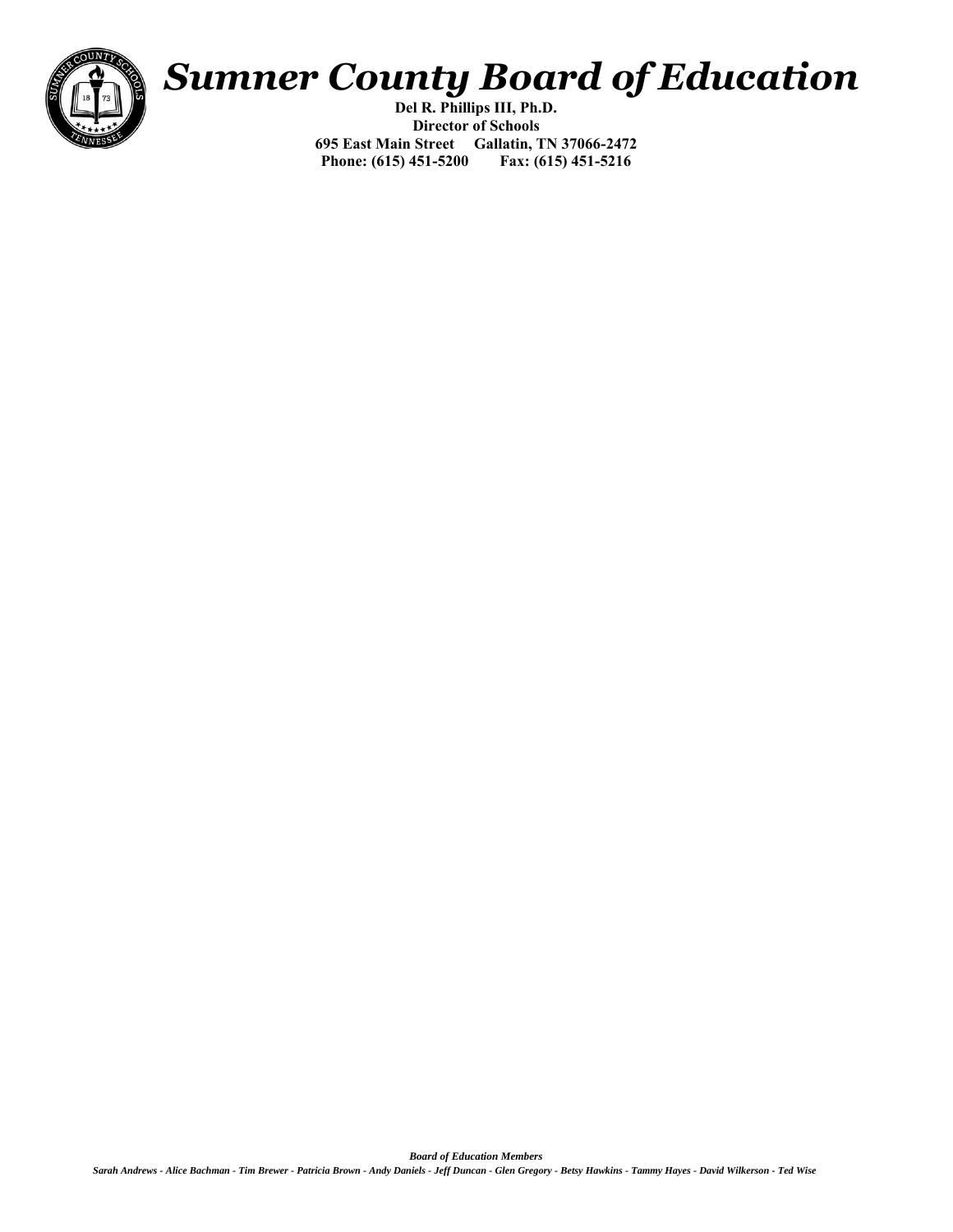# *Sumner County Board of Education*

**Del R. Phillips III, Ph.D.**
**Director of Schools**
**695 East Main Street Gallatin, TN 37066-2472**
**Phone: (615) 451-5200 Fax: (615) 451-5216**

***Board of Education Members***

***Sarah Andrews - Alice Bachman - Tim Brewer - Patricia Brown - Andy Daniels - Jeff Duncan - Glen Gregory - Betsy Hawkins - Tammy Hayes - David Wilkerson - Ted Wise***